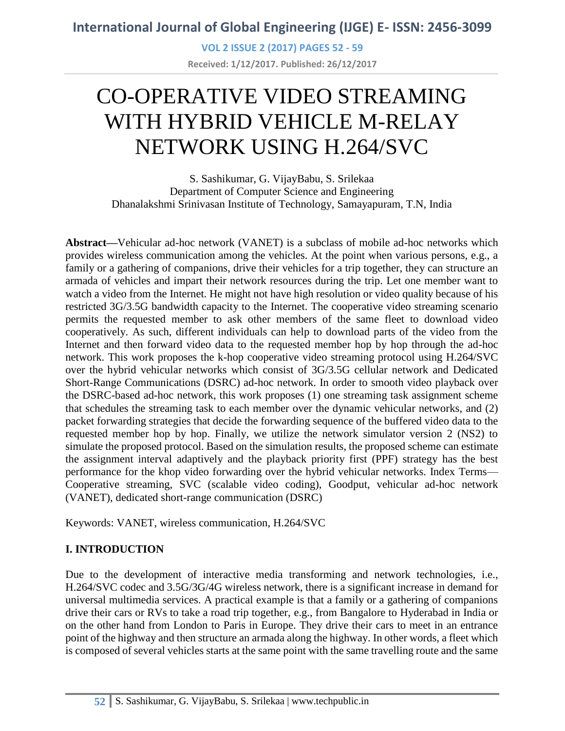# CO-OPERATIVE VIDEO STREAMING WITH HYBRID VEHICLE M-RELAY NETWORK USING H.264/SVC

S. Sashikumar, G. VijayBabu, S. Srilekaa
Department of Computer Science and Engineering
Dhanalakshmi Srinivasan Institute of Technology, Samayapuram, T.N, India

**Abstract—**Vehicular ad-hoc network (VANET) is a subclass of mobile ad-hoc networks which provides wireless communication among the vehicles. At the point when various persons, e.g., a family or a gathering of companions, drive their vehicles for a trip together, they can structure an armada of vehicles and impart their network resources during the trip. Let one member want to watch a video from the Internet. He might not have high resolution or video quality because of his restricted 3G/3.5G bandwidth capacity to the Internet. The cooperative video streaming scenario permits the requested member to ask other members of the same fleet to download video cooperatively. As such, different individuals can help to download parts of the video from the Internet and then forward video data to the requested member hop by hop through the ad-hoc network. This work proposes the k-hop cooperative video streaming protocol using H.264/SVC over the hybrid vehicular networks which consist of 3G/3.5G cellular network and Dedicated Short-Range Communications (DSRC) ad-hoc network. In order to smooth video playback over the DSRC-based ad-hoc network, this work proposes (1) one streaming task assignment scheme that schedules the streaming task to each member over the dynamic vehicular networks, and (2) packet forwarding strategies that decide the forwarding sequence of the buffered video data to the requested member hop by hop. Finally, we utilize the network simulator version 2 (NS2) to simulate the proposed protocol. Based on the simulation results, the proposed scheme can estimate the assignment interval adaptively and the playback priority first (PPF) strategy has the best performance for the khop video forwarding over the hybrid vehicular networks. Index Terms— Cooperative streaming, SVC (scalable video coding), Goodput, vehicular ad-hoc network (VANET), dedicated short-range communication (DSRC)

Keywords: VANET, wireless communication, H.264/SVC

## I. INTRODUCTION

Due to the development of interactive media transforming and network technologies, i.e., H.264/SVC codec and 3.5G/3G/4G wireless network, there is a significant increase in demand for universal multimedia services. A practical example is that a family or a gathering of companions drive their cars or RVs to take a road trip together, e.g., from Bangalore to Hyderabad in India or on the other hand from London to Paris in Europe. They drive their cars to meet in an entrance point of the highway and then structure an armada along the highway. In other words, a fleet which is composed of several vehicles starts at the same point with the same travelling route and the same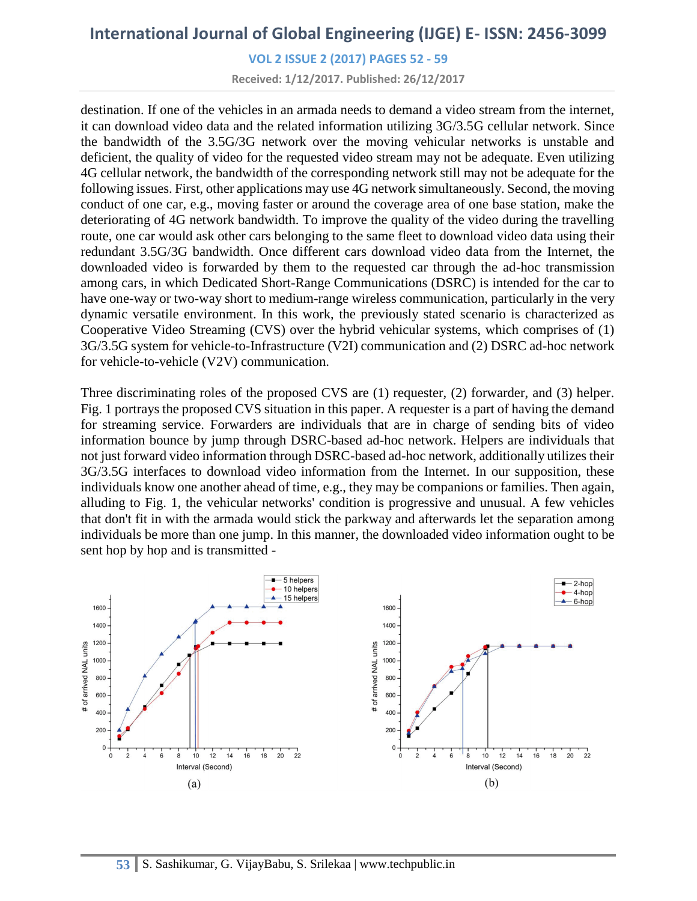destination. If one of the vehicles in an armada needs to demand a video stream from the internet, it can download video data and the related information utilizing 3G/3.5G cellular network. Since the bandwidth of the 3.5G/3G network over the moving vehicular networks is unstable and deficient, the quality of video for the requested video stream may not be adequate. Even utilizing 4G cellular network, the bandwidth of the corresponding network still may not be adequate for the following issues. First, other applications may use 4G network simultaneously. Second, the moving conduct of one car, e.g., moving faster or around the coverage area of one base station, make the deteriorating of 4G network bandwidth. To improve the quality of the video during the travelling route, one car would ask other cars belonging to the same fleet to download video data using their redundant 3.5G/3G bandwidth. Once different cars download video data from the Internet, the downloaded video is forwarded by them to the requested car through the ad-hoc transmission among cars, in which Dedicated Short-Range Communications (DSRC) is intended for the car to have one-way or two-way short to medium-range wireless communication, particularly in the very dynamic versatile environment. In this work, the previously stated scenario is characterized as Cooperative Video Streaming (CVS) over the hybrid vehicular systems, which comprises of (1) 3G/3.5G system for vehicle-to-Infrastructure (V2I) communication and (2) DSRC ad-hoc network for vehicle-to-vehicle (V2V) communication.

Three discriminating roles of the proposed CVS are (1) requester, (2) forwarder, and (3) helper. Fig. 1 portrays the proposed CVS situation in this paper. A requester is a part of having the demand for streaming service. Forwarders are individuals that are in charge of sending bits of video information bounce by jump through DSRC-based ad-hoc network. Helpers are individuals that not just forward video information through DSRC-based ad-hoc network, additionally utilizes their 3G/3.5G interfaces to download video information from the Internet. In our supposition, these individuals know one another ahead of time, e.g., they may be companions or families. Then again, alluding to Fig. 1, the vehicular networks' condition is progressive and unusual. A few vehicles that don't fit in with the armada would stick the parkway and afterwards let the separation among individuals be more than one jump. In this manner, the downloaded video information ought to be sent hop by hop and is transmitted -

(a)

(b)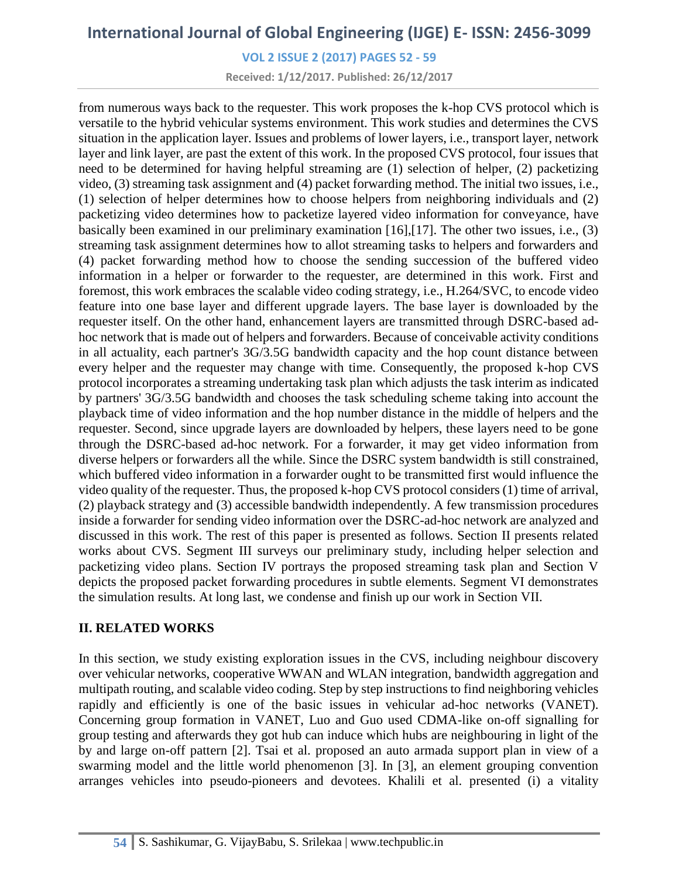from numerous ways back to the requester. This work proposes the k-hop CVS protocol which is versatile to the hybrid vehicular systems environment. This work studies and determines the CVS situation in the application layer. Issues and problems of lower layers, i.e., transport layer, network layer and link layer, are past the extent of this work. In the proposed CVS protocol, four issues that need to be determined for having helpful streaming are (1) selection of helper, (2) packetizing video, (3) streaming task assignment and (4) packet forwarding method. The initial two issues, i.e., (1) selection of helper determines how to choose helpers from neighboring individuals and (2) packetizing video determines how to packetize layered video information for conveyance, have basically been examined in our preliminary examination [16],[17]. The other two issues, i.e., (3) streaming task assignment determines how to allot streaming tasks to helpers and forwarders and (4) packet forwarding method how to choose the sending succession of the buffered video information in a helper or forwarder to the requester, are determined in this work. First and foremost, this work embraces the scalable video coding strategy, i.e., H.264/SVC, to encode video feature into one base layer and different upgrade layers. The base layer is downloaded by the requester itself. On the other hand, enhancement layers are transmitted through DSRC-based ad-hoc network that is made out of helpers and forwarders. Because of conceivable activity conditions in all actuality, each partner's 3G/3.5G bandwidth capacity and the hop count distance between every helper and the requester may change with time. Consequently, the proposed k-hop CVS protocol incorporates a streaming undertaking task plan which adjusts the task interim as indicated by partners' 3G/3.5G bandwidth and chooses the task scheduling scheme taking into account the playback time of video information and the hop number distance in the middle of helpers and the requester. Second, since upgrade layers are downloaded by helpers, these layers need to be gone through the DSRC-based ad-hoc network. For a forwarder, it may get video information from diverse helpers or forwarders all the while. Since the DSRC system bandwidth is still constrained, which buffered video information in a forwarder ought to be transmitted first would influence the video quality of the requester. Thus, the proposed k-hop CVS protocol considers (1) time of arrival, (2) playback strategy and (3) accessible bandwidth independently. A few transmission procedures inside a forwarder for sending video information over the DSRC-ad-hoc network are analyzed and discussed in this work. The rest of this paper is presented as follows. Section II presents related works about CVS. Segment III surveys our preliminary study, including helper selection and packetizing video plans. Section IV portrays the proposed streaming task plan and Section V depicts the proposed packet forwarding procedures in subtle elements. Segment VI demonstrates the simulation results. At long last, we condense and finish up our work in Section VII.

## II. RELATED WORKS

In this section, we study existing exploration issues in the CVS, including neighbour discovery over vehicular networks, cooperative WWAN and WLAN integration, bandwidth aggregation and multipath routing, and scalable video coding. Step by step instructions to find neighboring vehicles rapidly and efficiently is one of the basic issues in vehicular ad-hoc networks (VANET). Concerning group formation in VANET, Luo and Guo used CDMA-like on-off signalling for group testing and afterwards they got hub can induce which hubs are neighbouring in light of the by and large on-off pattern [2]. Tsai et al. proposed an auto armada support plan in view of a swarming model and the little world phenomenon [3]. In [3], an element grouping convention arranges vehicles into pseudo-pioneers and devotees. Khalili et al. presented (i) a vitality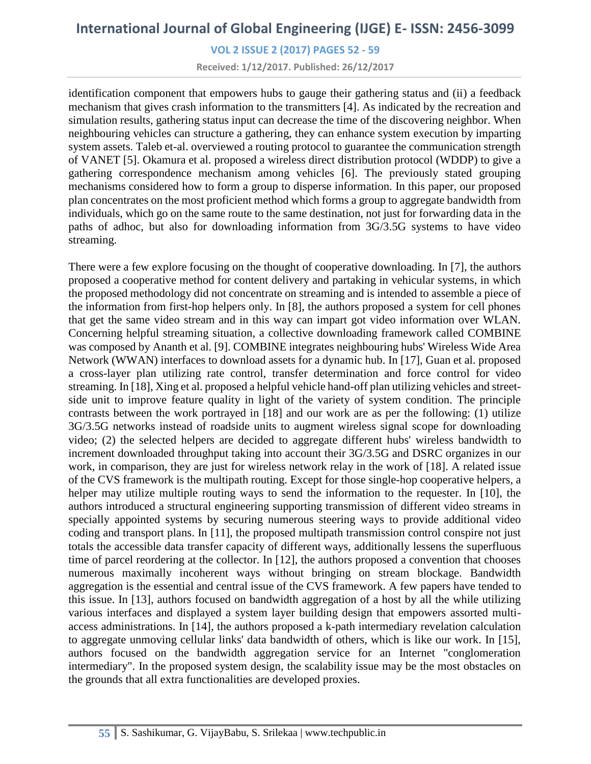identification component that empowers hubs to gauge their gathering status and (ii) a feedback mechanism that gives crash information to the transmitters [4]. As indicated by the recreation and simulation results, gathering status input can decrease the time of the discovering neighbor. When neighbouring vehicles can structure a gathering, they can enhance system execution by imparting system assets. Taleb et-al. overviewed a routing protocol to guarantee the communication strength of VANET [5]. Okamura et al. proposed a wireless direct distribution protocol (WDDP) to give a gathering correspondence mechanism among vehicles [6]. The previously stated grouping mechanisms considered how to form a group to disperse information. In this paper, our proposed plan concentrates on the most proficient method which forms a group to aggregate bandwidth from individuals, which go on the same route to the same destination, not just for forwarding data in the paths of adhoc, but also for downloading information from 3G/3.5G systems to have video streaming.

There were a few explore focusing on the thought of cooperative downloading. In [7], the authors proposed a cooperative method for content delivery and partaking in vehicular systems, in which the proposed methodology did not concentrate on streaming and is intended to assemble a piece of the information from first-hop helpers only. In [8], the authors proposed a system for cell phones that get the same video stream and in this way can impart got video information over WLAN. Concerning helpful streaming situation, a collective downloading framework called COMBINE was composed by Ananth et al. [9]. COMBINE integrates neighbouring hubs' Wireless Wide Area Network (WWAN) interfaces to download assets for a dynamic hub. In [17], Guan et al. proposed a cross-layer plan utilizing rate control, transfer determination and force control for video streaming. In [18], Xing et al. proposed a helpful vehicle hand-off plan utilizing vehicles and street-side unit to improve feature quality in light of the variety of system condition. The principle contrasts between the work portrayed in [18] and our work are as per the following: (1) utilize 3G/3.5G networks instead of roadside units to augment wireless signal scope for downloading video; (2) the selected helpers are decided to aggregate different hubs' wireless bandwidth to increment downloaded throughput taking into account their 3G/3.5G and DSRC organizes in our work, in comparison, they are just for wireless network relay in the work of [18]. A related issue of the CVS framework is the multipath routing. Except for those single-hop cooperative helpers, a helper may utilize multiple routing ways to send the information to the requester. In [10], the authors introduced a structural engineering supporting transmission of different video streams in specially appointed systems by securing numerous steering ways to provide additional video coding and transport plans. In [11], the proposed multipath transmission control conspire not just totals the accessible data transfer capacity of different ways, additionally lessens the superfluous time of parcel reordering at the collector. In [12], the authors proposed a convention that chooses numerous maximally incoherent ways without bringing on stream blockage. Bandwidth aggregation is the essential and central issue of the CVS framework. A few papers have tended to this issue. In [13], authors focused on bandwidth aggregation of a host by all the while utilizing various interfaces and displayed a system layer building design that empowers assorted multi-access administrations. In [14], the authors proposed a k-path intermediary revelation calculation to aggregate unmoving cellular links' data bandwidth of others, which is like our work. In [15], authors focused on the bandwidth aggregation service for an Internet "conglomeration intermediary". In the proposed system design, the scalability issue may be the most obstacles on the grounds that all extra functionalities are developed proxies.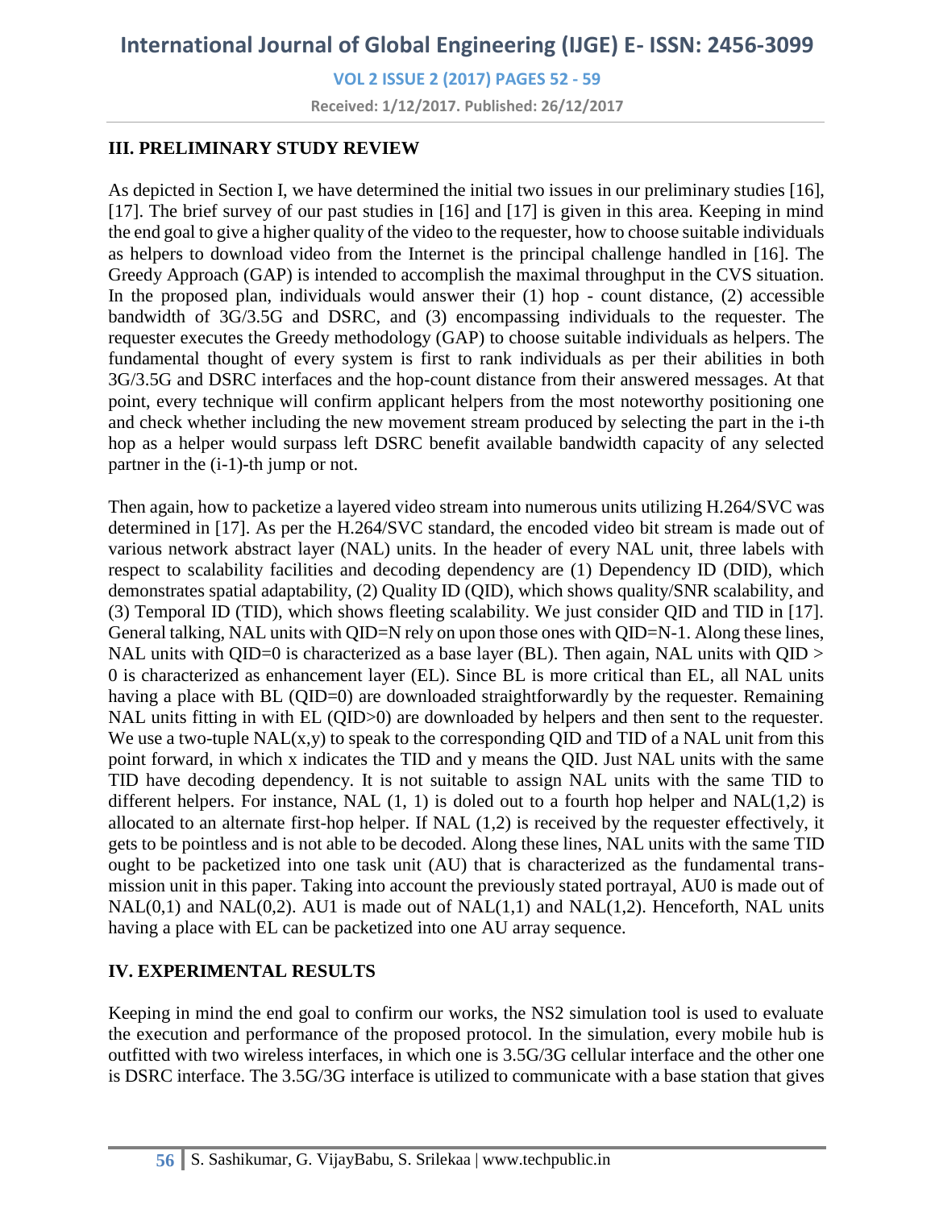## III. PRELIMINARY STUDY REVIEW

As depicted in Section I, we have determined the initial two issues in our preliminary studies [16], [17]. The brief survey of our past studies in [16] and [17] is given in this area. Keeping in mind the end goal to give a higher quality of the video to the requester, how to choose suitable individuals as helpers to download video from the Internet is the principal challenge handled in [16]. The Greedy Approach (GAP) is intended to accomplish the maximal throughput in the CVS situation. In the proposed plan, individuals would answer their (1) hop - count distance, (2) accessible bandwidth of 3G/3.5G and DSRC, and (3) encompassing individuals to the requester. The requester executes the Greedy methodology (GAP) to choose suitable individuals as helpers. The fundamental thought of every system is first to rank individuals as per their abilities in both 3G/3.5G and DSRC interfaces and the hop-count distance from their answered messages. At that point, every technique will confirm applicant helpers from the most noteworthy positioning one and check whether including the new movement stream produced by selecting the part in the i-th hop as a helper would surpass left DSRC benefit available bandwidth capacity of any selected partner in the (i-1)-th jump or not.

Then again, how to packetize a layered video stream into numerous units utilizing H.264/SVC was determined in [17]. As per the H.264/SVC standard, the encoded video bit stream is made out of various network abstract layer (NAL) units. In the header of every NAL unit, three labels with respect to scalability facilities and decoding dependency are (1) Dependency ID (DID), which demonstrates spatial adaptability, (2) Quality ID (QID), which shows quality/SNR scalability, and (3) Temporal ID (TID), which shows fleeting scalability. We just consider QID and TID in [17]. General talking, NAL units with QID=N rely on upon those ones with QID=N-1. Along these lines, NAL units with QID=0 is characterized as a base layer (BL). Then again, NAL units with QID > 0 is characterized as enhancement layer (EL). Since BL is more critical than EL, all NAL units having a place with BL (QID=0) are downloaded straightforwardly by the requester. Remaining NAL units fitting in with EL (QID>0) are downloaded by helpers and then sent to the requester. We use a two-tuple NAL(x,y) to speak to the corresponding QID and TID of a NAL unit from this point forward, in which x indicates the TID and y means the QID. Just NAL units with the same TID have decoding dependency. It is not suitable to assign NAL units with the same TID to different helpers. For instance, NAL (1, 1) is doled out to a fourth hop helper and NAL(1,2) is allocated to an alternate first-hop helper. If NAL (1,2) is received by the requester effectively, it gets to be pointless and is not able to be decoded. Along these lines, NAL units with the same TID ought to be packetized into one task unit (AU) that is characterized as the fundamental transmission unit in this paper. Taking into account the previously stated portrayal, AU0 is made out of NAL(0,1) and NAL(0,2). AU1 is made out of NAL(1,1) and NAL(1,2). Henceforth, NAL units having a place with EL can be packetized into one AU array sequence.

## IV. EXPERIMENTAL RESULTS

Keeping in mind the end goal to confirm our works, the NS2 simulation tool is used to evaluate the execution and performance of the proposed protocol. In the simulation, every mobile hub is outfitted with two wireless interfaces, in which one is 3.5G/3G cellular interface and the other one is DSRC interface. The 3.5G/3G interface is utilized to communicate with a base station that gives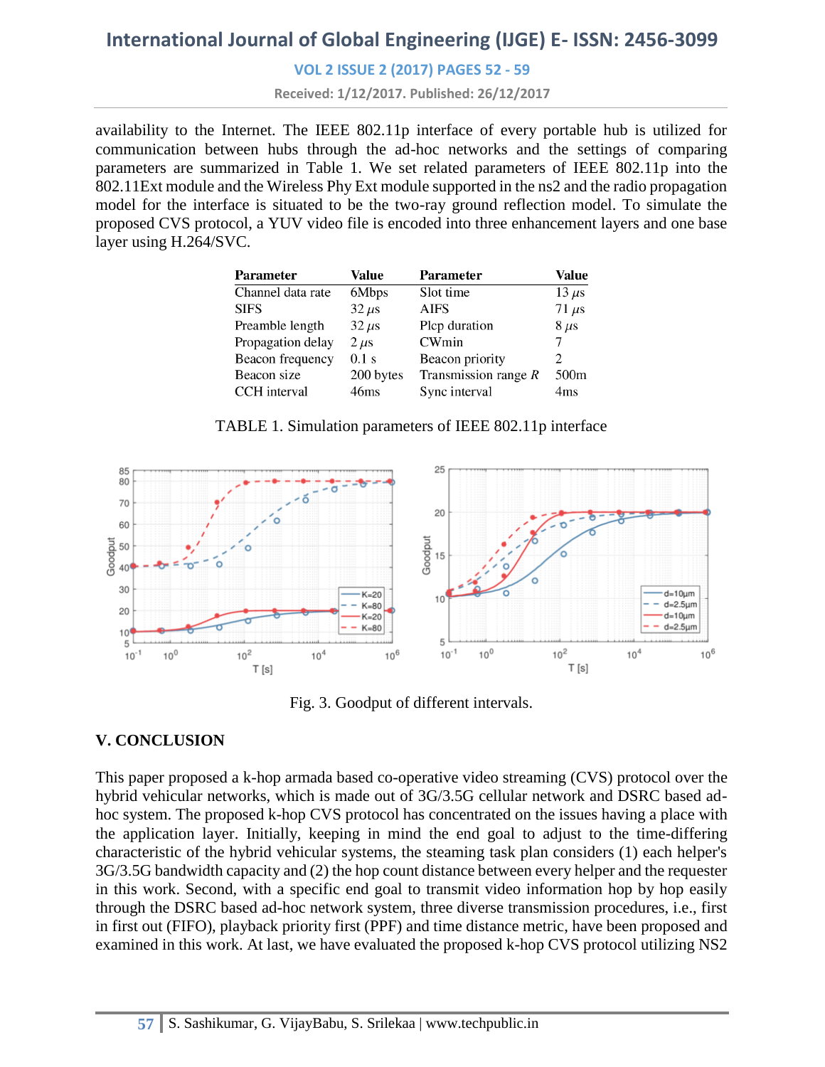availability to the Internet. The IEEE 802.11p interface of every portable hub is utilized for communication between hubs through the ad-hoc networks and the settings of comparing parameters are summarized in Table 1. We set related parameters of IEEE 802.11p into the 802.11Ext module and the Wireless Phy Ext module supported in the ns2 and the radio propagation model for the interface is situated to be the two-ray ground reflection model. To simulate the proposed CVS protocol, a YUV video file is encoded into three enhancement layers and one base layer using H.264/SVC.

| Parameter | Value | Parameter | Value |
|---|---|---|---|
| Channel data rate | 6Mbps | Slot time | 13 $\mu$s |
| SIFS | 32 $\mu$s | AIFS | 71 $\mu$s |
| Preamble length | 32 $\mu$s | Plcp duration | 8 $\mu$s |
| Propagation delay | 2 $\mu$s | CWmin | 7 |
| Beacon frequency | 0.1 s | Beacon priority | 2 |
| Beacon size | 200 bytes | Transmission range $R$ | 500m |
| CCH interval | 46ms | Sync interval | 4ms |

TABLE 1. Simulation parameters of IEEE 802.11p interface

Fig. 3. Goodput of different intervals.

## V. CONCLUSION

This paper proposed a k-hop armada based co-operative video streaming (CVS) protocol over the hybrid vehicular networks, which is made out of 3G/3.5G cellular network and DSRC based ad-hoc system. The proposed k-hop CVS protocol has concentrated on the issues having a place with the application layer. Initially, keeping in mind the end goal to adjust to the time-differing characteristic of the hybrid vehicular systems, the steaming task plan considers (1) each helper's 3G/3.5G bandwidth capacity and (2) the hop count distance between every helper and the requester in this work. Second, with a specific end goal to transmit video information hop by hop easily through the DSRC based ad-hoc network system, three diverse transmission procedures, i.e., first in first out (FIFO), playback priority first (PPF) and time distance metric, have been proposed and examined in this work. At last, we have evaluated the proposed k-hop CVS protocol utilizing NS2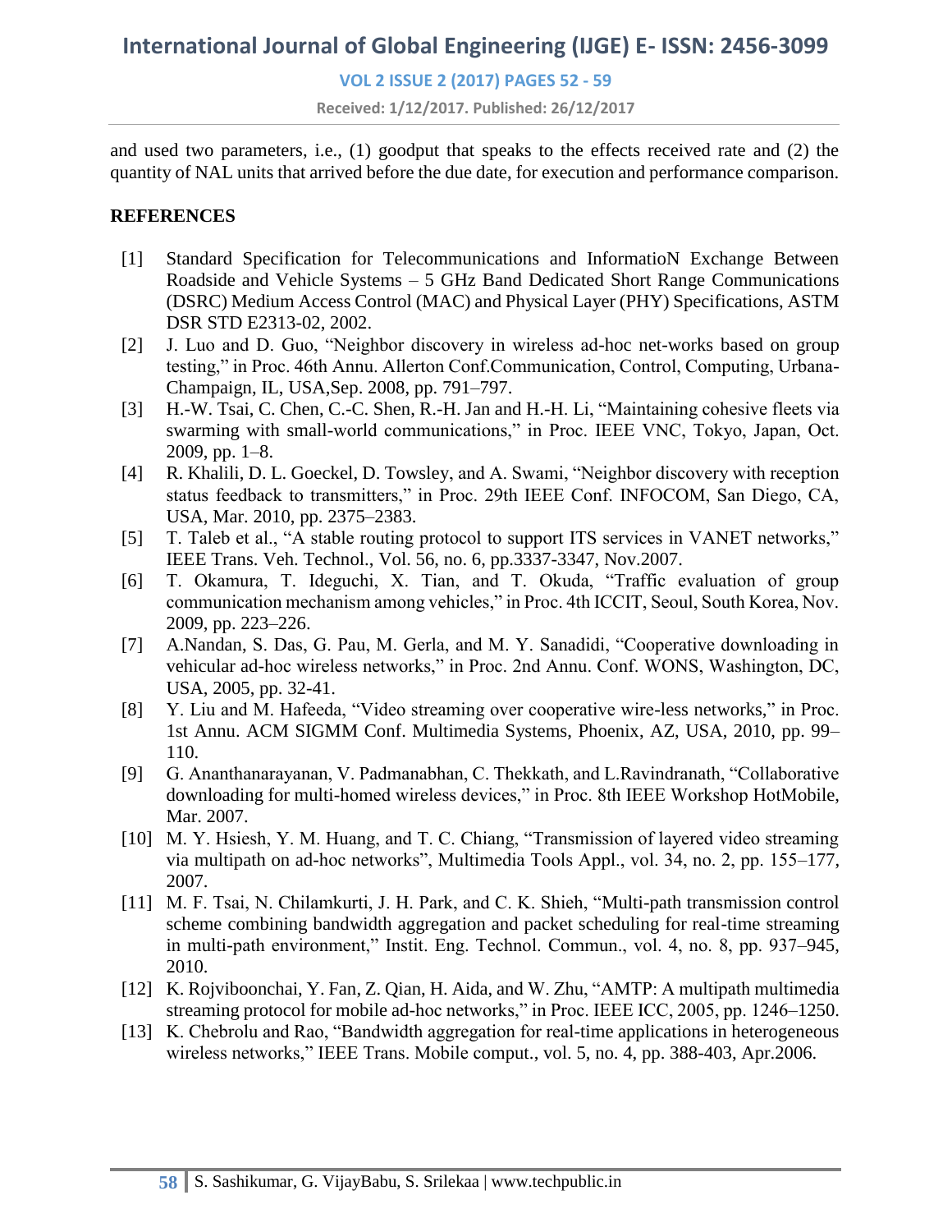and used two parameters, i.e., (1) goodput that speaks to the effects received rate and (2) the quantity of NAL units that arrived before the due date, for execution and performance comparison.

## REFERENCES

[1] Standard Specification for Telecommunications and InformatioN Exchange Between Roadside and Vehicle Systems – 5 GHz Band Dedicated Short Range Communications (DSRC) Medium Access Control (MAC) and Physical Layer (PHY) Specifications, ASTM DSR STD E2313-02, 2002.

[2] J. Luo and D. Guo, "Neighbor discovery in wireless ad-hoc net-works based on group testing," in Proc. 46th Annu. Allerton Conf.Communication, Control, Computing, Urbana-Champaign, IL, USA,Sep. 2008, pp. 791–797.

[3] H.-W. Tsai, C. Chen, C.-C. Shen, R.-H. Jan and H.-H. Li, "Maintaining cohesive fleets via swarming with small-world communications," in Proc. IEEE VNC, Tokyo, Japan, Oct. 2009, pp. 1–8.

[4] R. Khalili, D. L. Goeckel, D. Towsley, and A. Swami, "Neighbor discovery with reception status feedback to transmitters," in Proc. 29th IEEE Conf. INFOCOM, San Diego, CA, USA, Mar. 2010, pp. 2375–2383.

[5] T. Taleb et al., "A stable routing protocol to support ITS services in VANET networks," IEEE Trans. Veh. Technol., Vol. 56, no. 6, pp.3337-3347, Nov.2007.

[6] T. Okamura, T. Ideguchi, X. Tian, and T. Okuda, "Traffic evaluation of group communication mechanism among vehicles," in Proc. 4th ICCIT, Seoul, South Korea, Nov. 2009, pp. 223–226.

[7] A.Nandan, S. Das, G. Pau, M. Gerla, and M. Y. Sanadidi, "Cooperative downloading in vehicular ad-hoc wireless networks," in Proc. 2nd Annu. Conf. WONS, Washington, DC, USA, 2005, pp. 32-41.

[8] Y. Liu and M. Hafeeda, "Video streaming over cooperative wire-less networks," in Proc. 1st Annu. ACM SIGMM Conf. Multimedia Systems, Phoenix, AZ, USA, 2010, pp. 99–110.

[9] G. Ananthanarayanan, V. Padmanabhan, C. Thekkath, and L.Ravindranath, "Collaborative downloading for multi-homed wireless devices," in Proc. 8th IEEE Workshop HotMobile, Mar. 2007.

[10] M. Y. Hsiesh, Y. M. Huang, and T. C. Chiang, "Transmission of layered video streaming via multipath on ad-hoc networks", Multimedia Tools Appl., vol. 34, no. 2, pp. 155–177, 2007.

[11] M. F. Tsai, N. Chilamkurti, J. H. Park, and C. K. Shieh, "Multi-path transmission control scheme combining bandwidth aggregation and packet scheduling for real-time streaming in multi-path environment," Instit. Eng. Technol. Commun., vol. 4, no. 8, pp. 937–945, 2010.

[12] K. Rojviboonchai, Y. Fan, Z. Qian, H. Aida, and W. Zhu, "AMTP: A multipath multimedia streaming protocol for mobile ad-hoc networks," in Proc. IEEE ICC, 2005, pp. 1246–1250.

[13] K. Chebrolu and Rao, "Bandwidth aggregation for real-time applications in heterogeneous wireless networks," IEEE Trans. Mobile comput., vol. 5, no. 4, pp. 388-403, Apr.2006.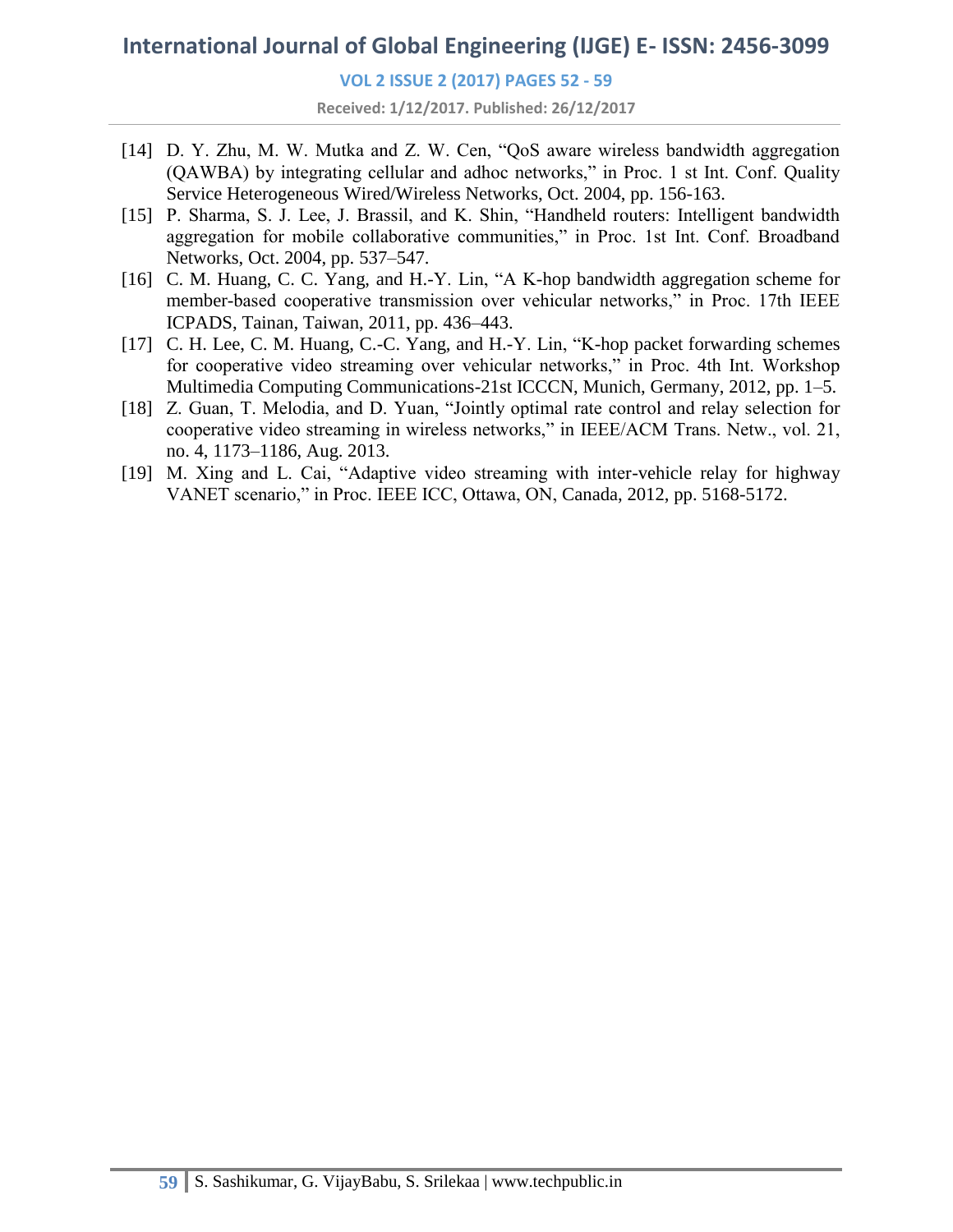[14] D. Y. Zhu, M. W. Mutka and Z. W. Cen, "QoS aware wireless bandwidth aggregation (QAWBA) by integrating cellular and adhoc networks," in Proc. 1 st Int. Conf. Quality Service Heterogeneous Wired/Wireless Networks, Oct. 2004, pp. 156-163.

[15] P. Sharma, S. J. Lee, J. Brassil, and K. Shin, "Handheld routers: Intelligent bandwidth aggregation for mobile collaborative communities," in Proc. 1st Int. Conf. Broadband Networks, Oct. 2004, pp. 537–547.

[16] C. M. Huang, C. C. Yang, and H.-Y. Lin, "A K-hop bandwidth aggregation scheme for member-based cooperative transmission over vehicular networks," in Proc. 17th IEEE ICPADS, Tainan, Taiwan, 2011, pp. 436–443.

[17] C. H. Lee, C. M. Huang, C.-C. Yang, and H.-Y. Lin, "K-hop packet forwarding schemes for cooperative video streaming over vehicular networks," in Proc. 4th Int. Workshop Multimedia Computing Communications-21st ICCCN, Munich, Germany, 2012, pp. 1–5.

[18] Z. Guan, T. Melodia, and D. Yuan, "Jointly optimal rate control and relay selection for cooperative video streaming in wireless networks," in IEEE/ACM Trans. Netw., vol. 21, no. 4, 1173–1186, Aug. 2013.

[19] M. Xing and L. Cai, "Adaptive video streaming with inter-vehicle relay for highway VANET scenario," in Proc. IEEE ICC, Ottawa, ON, Canada, 2012, pp. 5168-5172.